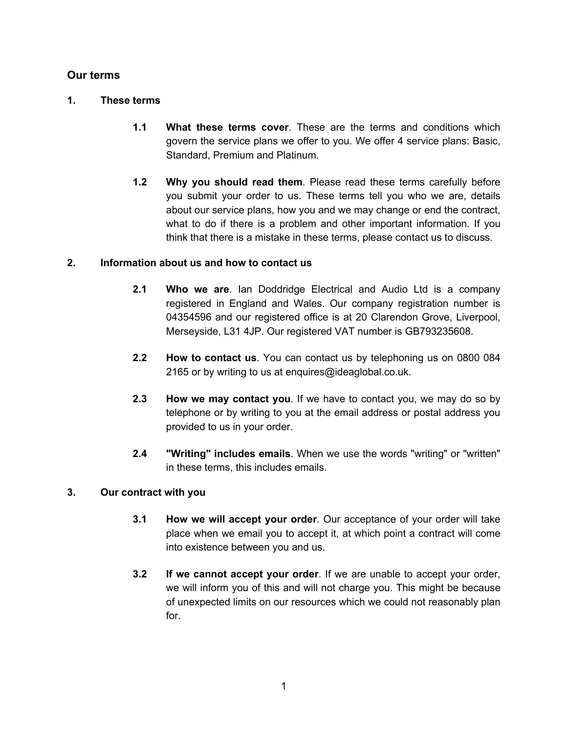## Our terms

### 1. These terms

**1.1 What these terms cover**. These are the terms and conditions which govern the service plans we offer to you. We offer 4 service plans: Basic, Standard, Premium and Platinum.

**1.2 Why you should read them**. Please read these terms carefully before you submit your order to us. These terms tell you who we are, details about our service plans, how you and we may change or end the contract, what to do if there is a problem and other important information. If you think that there is a mistake in these terms, please contact us to discuss.

### 2. Information about us and how to contact us

**2.1 Who we are**. Ian Doddridge Electrical and Audio Ltd is a company registered in England and Wales. Our company registration number is 04354596 and our registered office is at 20 Clarendon Grove, Liverpool, Merseyside, L31 4JP. Our registered VAT number is GB793235608.

**2.2 How to contact us**. You can contact us by telephoning us on 0800 084 2165 or by writing to us at enquires@ideaglobal.co.uk.

**2.3 How we may contact you**. If we have to contact you, we may do so by telephone or by writing to you at the email address or postal address you provided to us in your order.

**2.4 "Writing" includes emails**. When we use the words "writing" or "written" in these terms, this includes emails.

### 3. Our contract with you

**3.1 How we will accept your order**. Our acceptance of your order will take place when we email you to accept it, at which point a contract will come into existence between you and us.

**3.2 If we cannot accept your order**. If we are unable to accept your order, we will inform you of this and will not charge you. This might be because of unexpected limits on our resources which we could not reasonably plan for.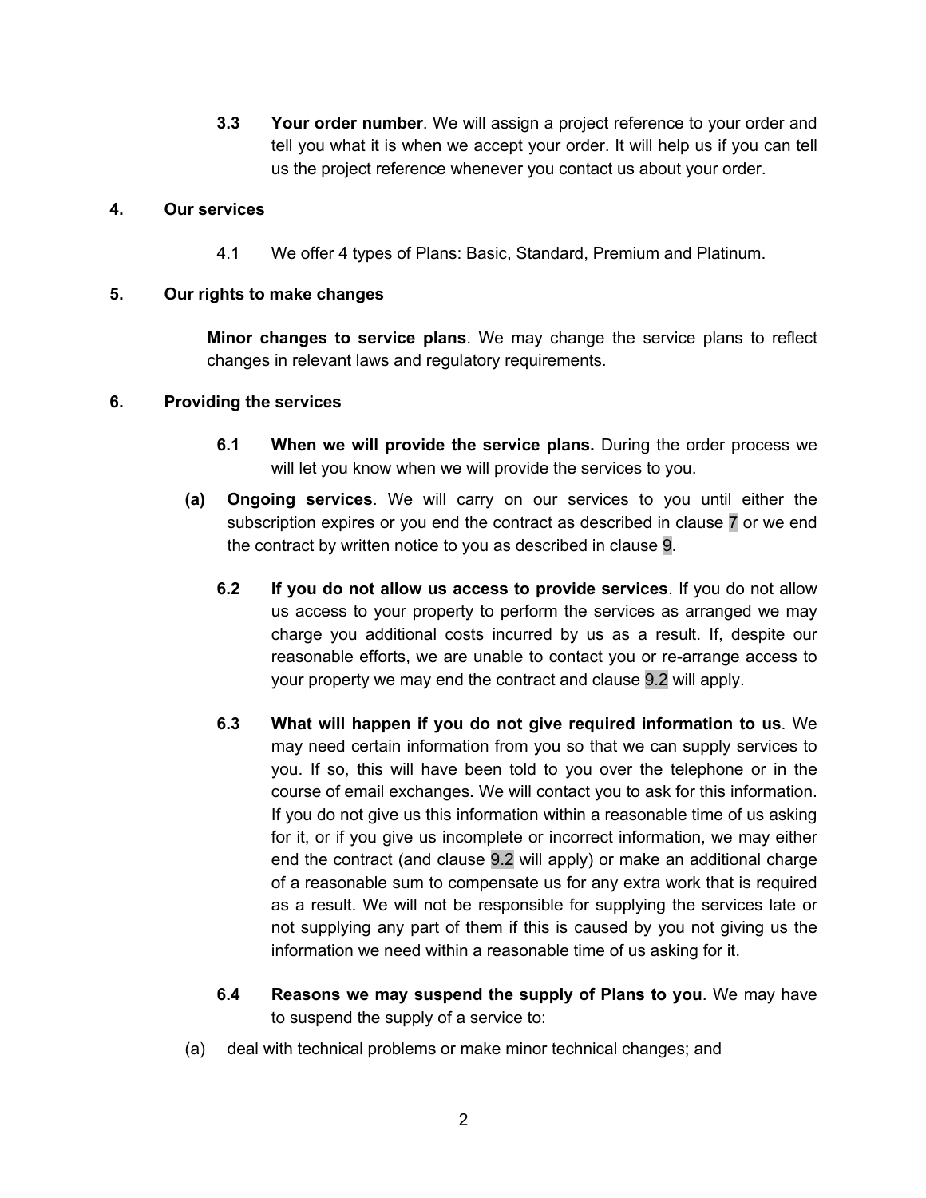**3.3 Your order number**. We will assign a project reference to your order and tell you what it is when we accept your order. It will help us if you can tell us the project reference whenever you contact us about your order.

**4. Our services**

4.1 We offer 4 types of Plans: Basic, Standard, Premium and Platinum.

**5. Our rights to make changes**

**Minor changes to service plans**. We may change the service plans to reflect changes in relevant laws and regulatory requirements.

**6. Providing the services**

**6.1 When we will provide the service plans.** During the order process we will let you know when we will provide the services to you.

**(a) Ongoing services**. We will carry on our services to you until either the subscription expires or you end the contract as described in clause 7 or we end the contract by written notice to you as described in clause 9.

**6.2 If you do not allow us access to provide services**. If you do not allow us access to your property to perform the services as arranged we may charge you additional costs incurred by us as a result. If, despite our reasonable efforts, we are unable to contact you or re-arrange access to your property we may end the contract and clause 9.2 will apply.

**6.3 What will happen if you do not give required information to us**. We may need certain information from you so that we can supply services to you. If so, this will have been told to you over the telephone or in the course of email exchanges. We will contact you to ask for this information. If you do not give us this information within a reasonable time of us asking for it, or if you give us incomplete or incorrect information, we may either end the contract (and clause 9.2 will apply) or make an additional charge of a reasonable sum to compensate us for any extra work that is required as a result. We will not be responsible for supplying the services late or not supplying any part of them if this is caused by you not giving us the information we need within a reasonable time of us asking for it.

**6.4 Reasons we may suspend the supply of Plans to you**. We may have to suspend the supply of a service to:

(a) deal with technical problems or make minor technical changes; and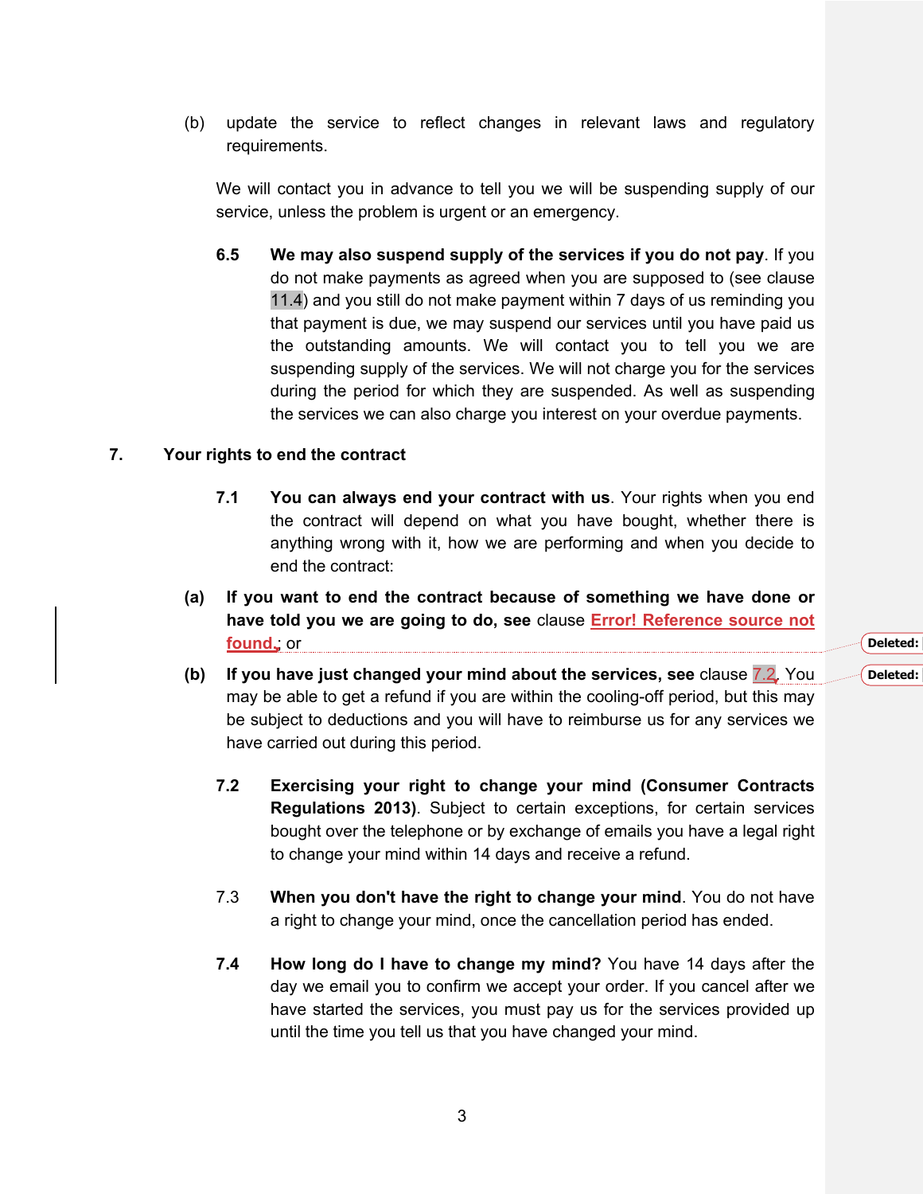(b) update the service to reflect changes in relevant laws and regulatory requirements.

We will contact you in advance to tell you we will be suspending supply of our service, unless the problem is urgent or an emergency.

**6.5** **We may also suspend supply of the services if you do not pay**. If you do not make payments as agreed when you are supposed to (see clause 11.4) and you still do not make payment within 7 days of us reminding you that payment is due, we may suspend our services until you have paid us the outstanding amounts. We will contact you to tell you we are suspending supply of the services. We will not charge you for the services during the period for which they are suspended. As well as suspending the services we can also charge you interest on your overdue payments.

## 7. Your rights to end the contract

**7.1** **You can always end your contract with us**. Your rights when you end the contract will depend on what you have bought, whether there is anything wrong with it, how we are performing and when you decide to end the contract:

**(a)** **If you want to end the contract because of something we have done or have told you we are going to do, see** clause Error! Reference source not found.; or

**(b)** **If you have just changed your mind about the services, see** clause 7.2. You may be able to get a refund if you are within the cooling-off period, but this may be subject to deductions and you will have to reimburse us for any services we have carried out during this period.

**7.2** **Exercising your right to change your mind (Consumer Contracts Regulations 2013)**. Subject to certain exceptions, for certain services bought over the telephone or by exchange of emails you have a legal right to change your mind within 14 days and receive a refund.

7.3 **When you don't have the right to change your mind**. You do not have a right to change your mind, once the cancellation period has ended.

**7.4** **How long do I have to change my mind?** You have 14 days after the day we email you to confirm we accept your order. If you cancel after we have started the services, you must pay us for the services provided up until the time you tell us that you have changed your mind.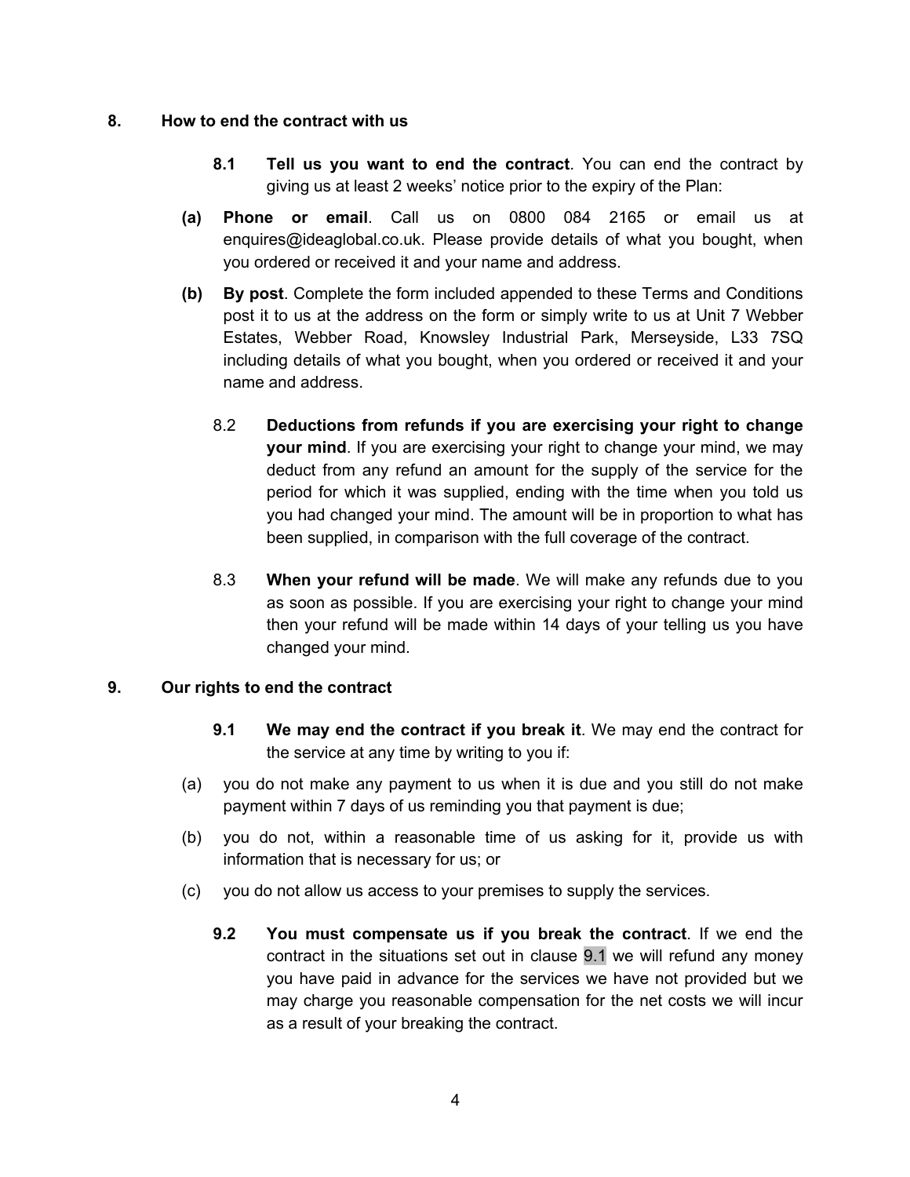## 8. How to end the contract with us

**8.1 Tell us you want to end the contract**. You can end the contract by giving us at least 2 weeks' notice prior to the expiry of the Plan:

**(a) Phone or email**. Call us on 0800 084 2165 or email us at enquires@ideaglobal.co.uk. Please provide details of what you bought, when you ordered or received it and your name and address.

**(b) By post**. Complete the form included appended to these Terms and Conditions post it to us at the address on the form or simply write to us at Unit 7 Webber Estates, Webber Road, Knowsley Industrial Park, Merseyside, L33 7SQ including details of what you bought, when you ordered or received it and your name and address.

8.2 **Deductions from refunds if you are exercising your right to change your mind**. If you are exercising your right to change your mind, we may deduct from any refund an amount for the supply of the service for the period for which it was supplied, ending with the time when you told us you had changed your mind. The amount will be in proportion to what has been supplied, in comparison with the full coverage of the contract.

8.3 **When your refund will be made**. We will make any refunds due to you as soon as possible. If you are exercising your right to change your mind then your refund will be made within 14 days of your telling us you have changed your mind.

## 9. Our rights to end the contract

**9.1 We may end the contract if you break it**. We may end the contract for the service at any time by writing to you if:

(a) you do not make any payment to us when it is due and you still do not make payment within 7 days of us reminding you that payment is due;

(b) you do not, within a reasonable time of us asking for it, provide us with information that is necessary for us; or

(c) you do not allow us access to your premises to supply the services.

**9.2 You must compensate us if you break the contract**. If we end the contract in the situations set out in clause 9.1 we will refund any money you have paid in advance for the services we have not provided but we may charge you reasonable compensation for the net costs we will incur as a result of your breaking the contract.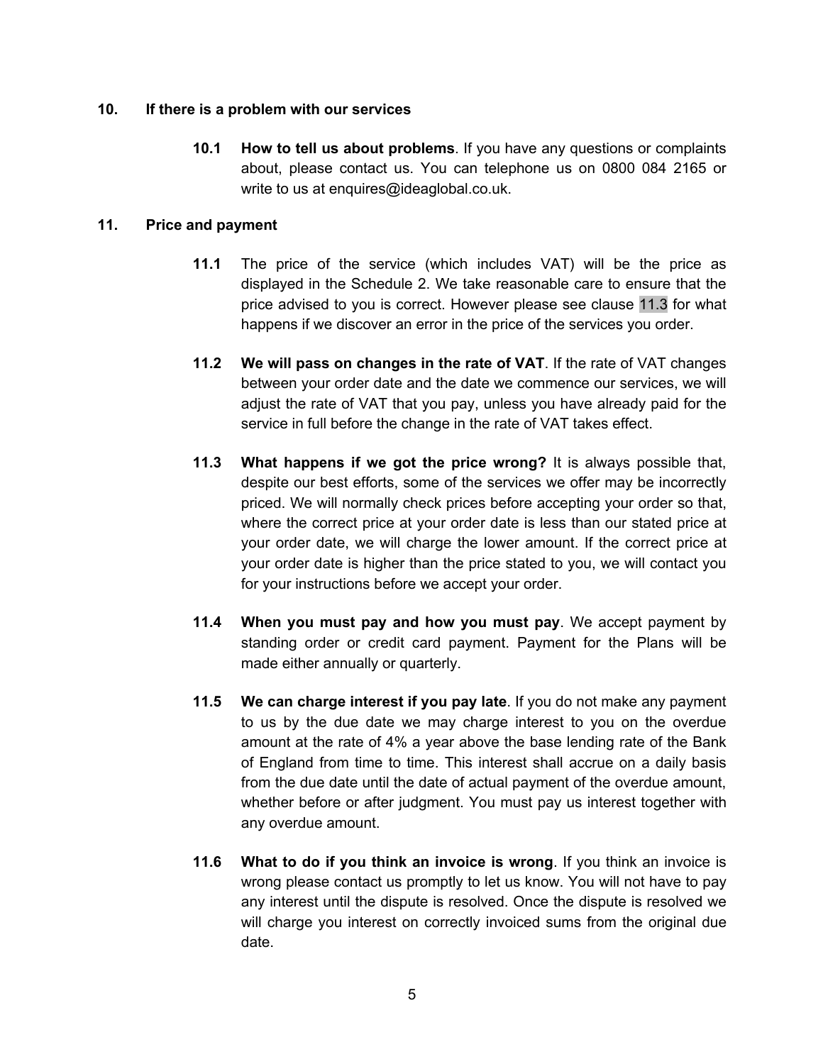## 10. If there is a problem with our services

**10.1 How to tell us about problems**. If you have any questions or complaints about, please contact us. You can telephone us on 0800 084 2165 or write to us at enquires@ideaglobal.co.uk.

## 11. Price and payment

**11.1** The price of the service (which includes VAT) will be the price as displayed in the Schedule 2. We take reasonable care to ensure that the price advised to you is correct. However please see clause 11.3 for what happens if we discover an error in the price of the services you order.

**11.2 We will pass on changes in the rate of VAT**. If the rate of VAT changes between your order date and the date we commence our services, we will adjust the rate of VAT that you pay, unless you have already paid for the service in full before the change in the rate of VAT takes effect.

**11.3 What happens if we got the price wrong?** It is always possible that, despite our best efforts, some of the services we offer may be incorrectly priced. We will normally check prices before accepting your order so that, where the correct price at your order date is less than our stated price at your order date, we will charge the lower amount. If the correct price at your order date is higher than the price stated to you, we will contact you for your instructions before we accept your order.

**11.4 When you must pay and how you must pay**. We accept payment by standing order or credit card payment. Payment for the Plans will be made either annually or quarterly.

**11.5 We can charge interest if you pay late**. If you do not make any payment to us by the due date we may charge interest to you on the overdue amount at the rate of 4% a year above the base lending rate of the Bank of England from time to time. This interest shall accrue on a daily basis from the due date until the date of actual payment of the overdue amount, whether before or after judgment. You must pay us interest together with any overdue amount.

**11.6 What to do if you think an invoice is wrong**. If you think an invoice is wrong please contact us promptly to let us know. You will not have to pay any interest until the dispute is resolved. Once the dispute is resolved we will charge you interest on correctly invoiced sums from the original due date.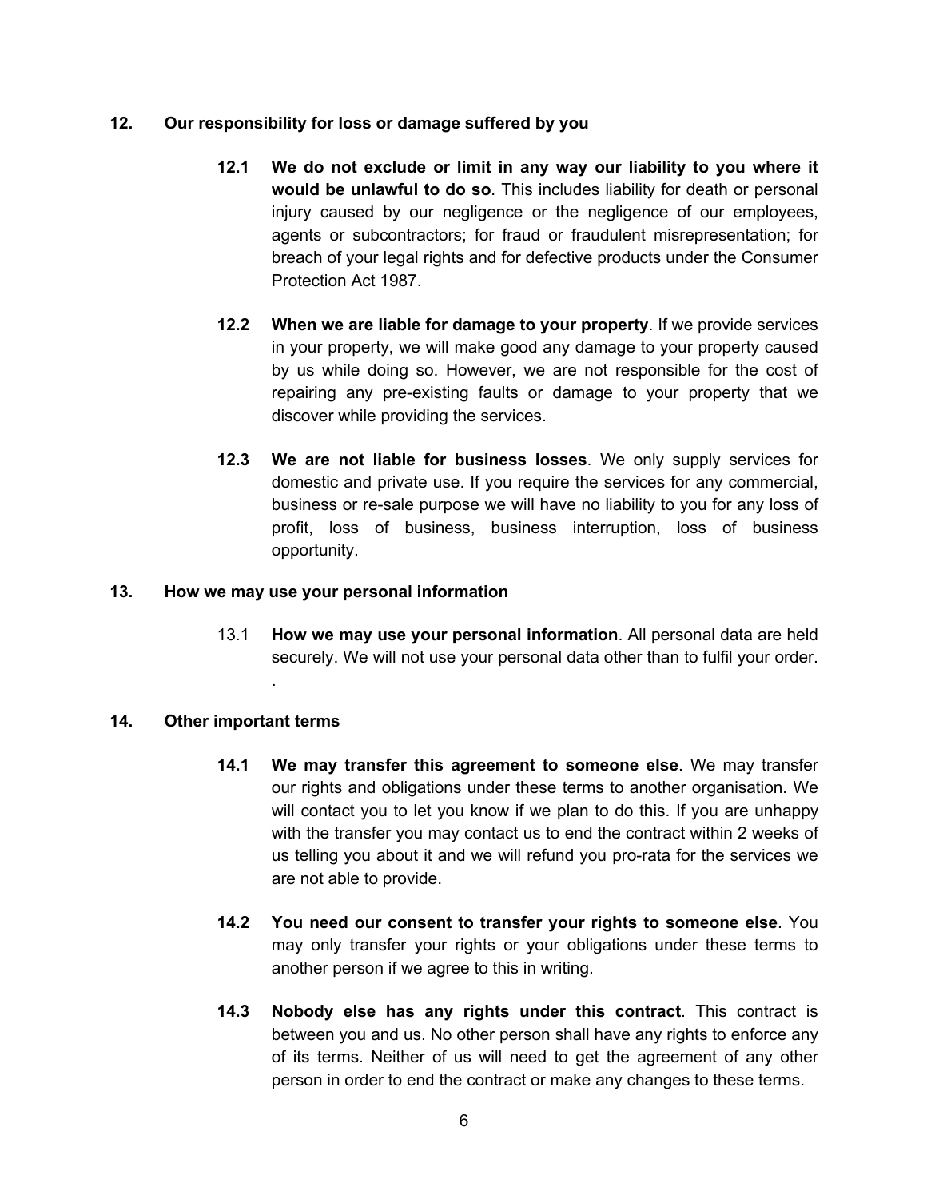## 12. Our responsibility for loss or damage suffered by you

**12.1 We do not exclude or limit in any way our liability to you where it would be unlawful to do so**. This includes liability for death or personal injury caused by our negligence or the negligence of our employees, agents or subcontractors; for fraud or fraudulent misrepresentation; for breach of your legal rights and for defective products under the Consumer Protection Act 1987.

**12.2 When we are liable for damage to your property**. If we provide services in your property, we will make good any damage to your property caused by us while doing so. However, we are not responsible for the cost of repairing any pre-existing faults or damage to your property that we discover while providing the services.

**12.3 We are not liable for business losses**. We only supply services for domestic and private use. If you require the services for any commercial, business or re-sale purpose we will have no liability to you for any loss of profit, loss of business, business interruption, loss of business opportunity.

## 13. How we may use your personal information

13.1 **How we may use your personal information**. All personal data are held securely. We will not use your personal data other than to fulfil your order.

.

## 14. Other important terms

**14.1 We may transfer this agreement to someone else**. We may transfer our rights and obligations under these terms to another organisation. We will contact you to let you know if we plan to do this. If you are unhappy with the transfer you may contact us to end the contract within 2 weeks of us telling you about it and we will refund you pro-rata for the services we are not able to provide.

**14.2 You need our consent to transfer your rights to someone else**. You may only transfer your rights or your obligations under these terms to another person if we agree to this in writing.

**14.3 Nobody else has any rights under this contract**. This contract is between you and us. No other person shall have any rights to enforce any of its terms. Neither of us will need to get the agreement of any other person in order to end the contract or make any changes to these terms.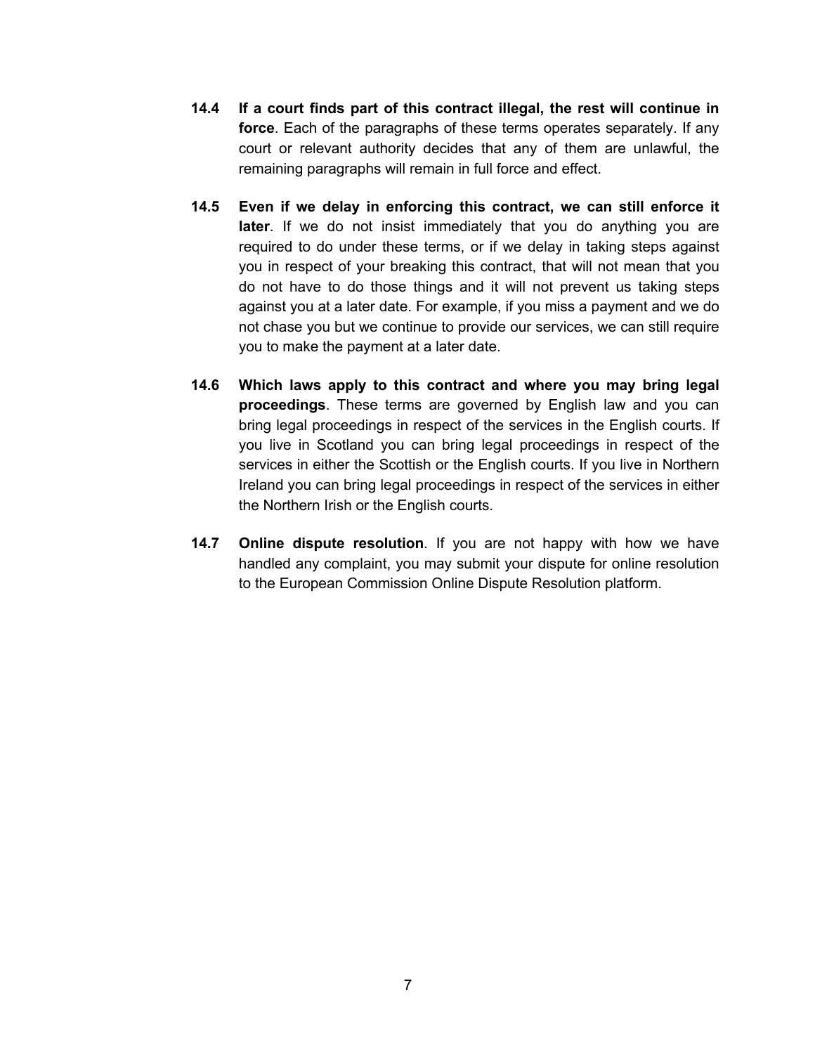**14.4** **If a court finds part of this contract illegal, the rest will continue in force**. Each of the paragraphs of these terms operates separately. If any court or relevant authority decides that any of them are unlawful, the remaining paragraphs will remain in full force and effect.

**14.5** **Even if we delay in enforcing this contract, we can still enforce it later**. If we do not insist immediately that you do anything you are required to do under these terms, or if we delay in taking steps against you in respect of your breaking this contract, that will not mean that you do not have to do those things and it will not prevent us taking steps against you at a later date. For example, if you miss a payment and we do not chase you but we continue to provide our services, we can still require you to make the payment at a later date.

**14.6** **Which laws apply to this contract and where you may bring legal proceedings**. These terms are governed by English law and you can bring legal proceedings in respect of the services in the English courts. If you live in Scotland you can bring legal proceedings in respect of the services in either the Scottish or the English courts. If you live in Northern Ireland you can bring legal proceedings in respect of the services in either the Northern Irish or the English courts.

**14.7** **Online dispute resolution**. If you are not happy with how we have handled any complaint, you may submit your dispute for online resolution to the European Commission Online Dispute Resolution platform.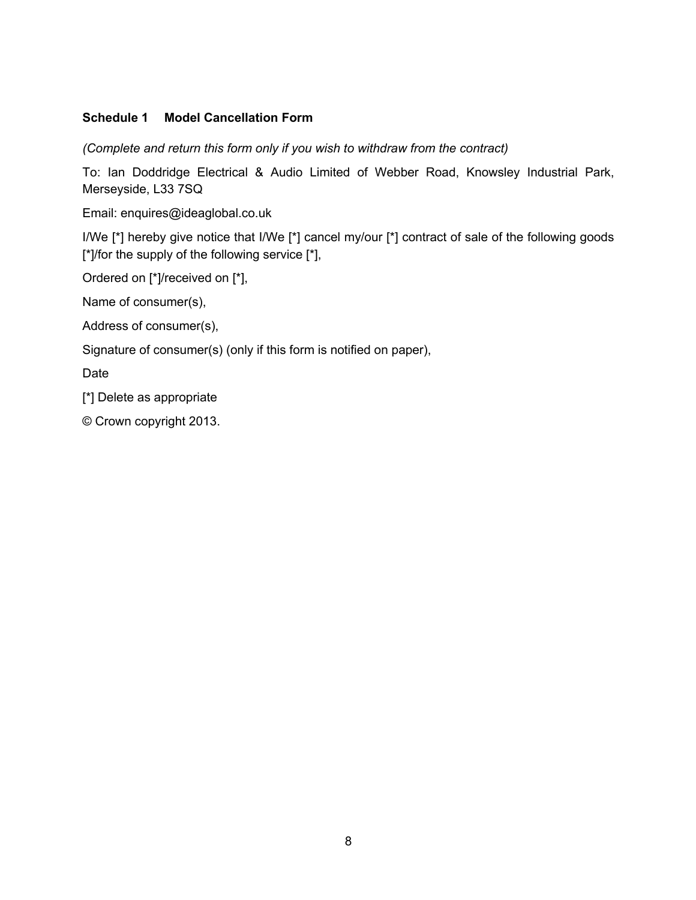## Schedule 1 Model Cancellation Form

*(Complete and return this form only if you wish to withdraw from the contract)*

To: Ian Doddridge Electrical & Audio Limited of Webber Road, Knowsley Industrial Park, Merseyside, L33 7SQ

Email: enquires@ideaglobal.co.uk

I/We [*] hereby give notice that I/We [*] cancel my/our [*] contract of sale of the following goods [*]/for the supply of the following service [*],

Ordered on [*]/received on [*],

Name of consumer(s),

Address of consumer(s),

Signature of consumer(s) (only if this form is notified on paper),

Date

[*] Delete as appropriate

© Crown copyright 2013.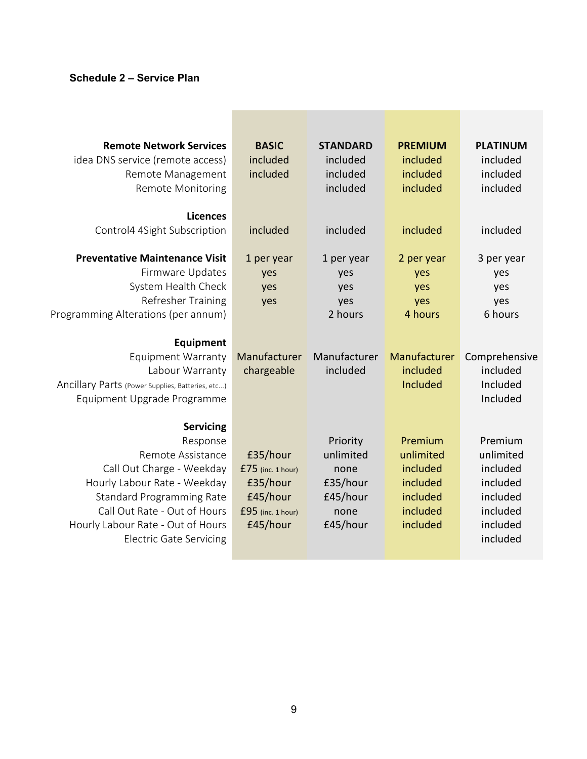**Schedule 2 – Service Plan**

| | BASIC | STANDARD | PREMIUM | PLATINUM |
|---|---|---|---|---|
| **Remote Network Services** | **BASIC** | **STANDARD** | **PREMIUM** | **PLATINUM** |
| idea DNS service (remote access) | included | included | included | included |
| Remote Management | included | included | included | included |
| Remote Monitoring | | included | included | included |
| **Licences** | | | | |
| Control4 4Sight Subscription | included | included | included | included |
| **Preventative Maintenance Visit** | 1 per year | 1 per year | 2 per year | 3 per year |
| Firmware Updates | yes | yes | yes | yes |
| System Health Check | yes | yes | yes | yes |
| Refresher Training | yes | yes | yes | yes |
| Programming Alterations (per annum) | | 2 hours | 4 hours | 6 hours |
| **Equipment** | | | | |
| Equipment Warranty | Manufacturer | Manufacturer | Manufacturer | Comprehensive |
| Labour Warranty | chargeable | included | included | included |
| Ancillary Parts (Power Supplies, Batteries, etc...) | | | Included | Included |
| Equipment Upgrade Programme | | | | Included |
| **Servicing** | | | | |
| Response | | Priority | Premium | Premium |
| Remote Assistance | £35/hour | unlimited | unlimited | unlimited |
| Call Out Charge - Weekday | £75 (inc. 1 hour) | none | included | included |
| Hourly Labour Rate - Weekday | £35/hour | £35/hour | included | included |
| Standard Programming Rate | £45/hour | £45/hour | included | included |
| Call Out Rate - Out of Hours | £95 (inc. 1 hour) | none | included | included |
| Hourly Labour Rate - Out of Hours | £45/hour | £45/hour | included | included |
| Electric Gate Servicing | | | | included |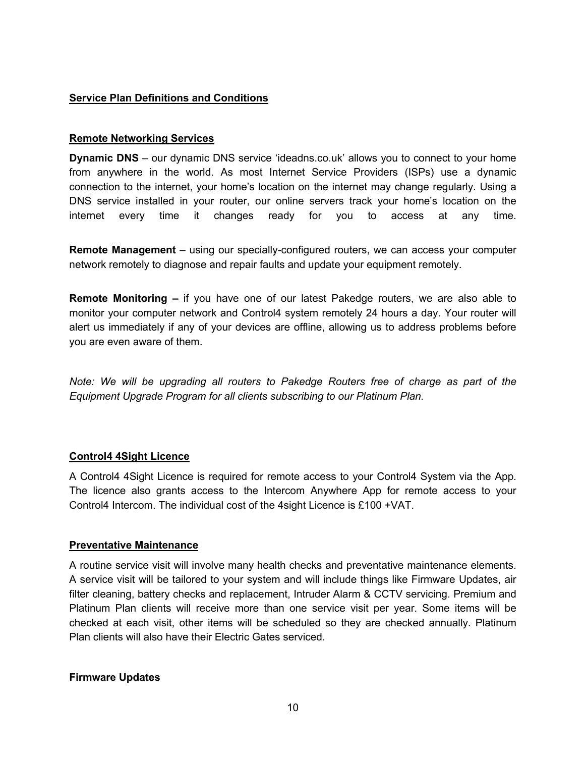## Service Plan Definitions and Conditions

### Remote Networking Services

**Dynamic DNS** – our dynamic DNS service 'ideadns.co.uk' allows you to connect to your home from anywhere in the world. As most Internet Service Providers (ISPs) use a dynamic connection to the internet, your home's location on the internet may change regularly. Using a DNS service installed in your router, our online servers track your home's location on the internet every time it changes ready for you to access at any time.

**Remote Management** – using our specially-configured routers, we can access your computer network remotely to diagnose and repair faults and update your equipment remotely.

**Remote Monitoring –** if you have one of our latest Pakedge routers, we are also able to monitor your computer network and Control4 system remotely 24 hours a day. Your router will alert us immediately if any of your devices are offline, allowing us to address problems before you are even aware of them.

*Note: We will be upgrading all routers to Pakedge Routers free of charge as part of the Equipment Upgrade Program for all clients subscribing to our Platinum Plan.*

### Control4 4Sight Licence

A Control4 4Sight Licence is required for remote access to your Control4 System via the App. The licence also grants access to the Intercom Anywhere App for remote access to your Control4 Intercom. The individual cost of the 4sight Licence is £100 +VAT.

### Preventative Maintenance

A routine service visit will involve many health checks and preventative maintenance elements. A service visit will be tailored to your system and will include things like Firmware Updates, air filter cleaning, battery checks and replacement, Intruder Alarm & CCTV servicing. Premium and Platinum Plan clients will receive more than one service visit per year. Some items will be checked at each visit, other items will be scheduled so they are checked annually. Platinum Plan clients will also have their Electric Gates serviced.

**Firmware Updates**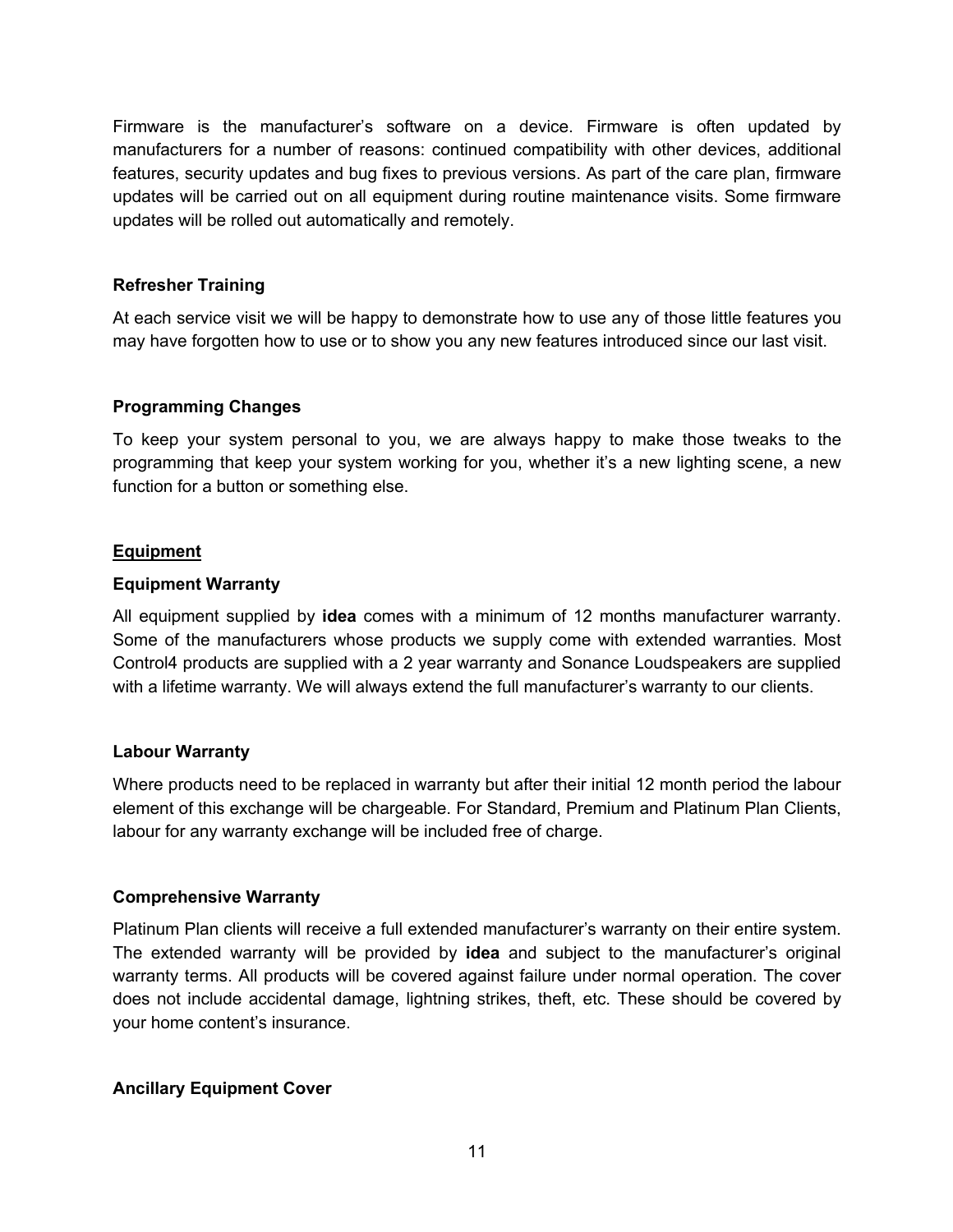Firmware is the manufacturer's software on a device. Firmware is often updated by manufacturers for a number of reasons: continued compatibility with other devices, additional features, security updates and bug fixes to previous versions. As part of the care plan, firmware updates will be carried out on all equipment during routine maintenance visits. Some firmware updates will be rolled out automatically and remotely.

### Refresher Training

At each service visit we will be happy to demonstrate how to use any of those little features you may have forgotten how to use or to show you any new features introduced since our last visit.

### Programming Changes

To keep your system personal to you, we are always happy to make those tweaks to the programming that keep your system working for you, whether it's a new lighting scene, a new function for a button or something else.

## Equipment

### Equipment Warranty

All equipment supplied by **idea** comes with a minimum of 12 months manufacturer warranty. Some of the manufacturers whose products we supply come with extended warranties. Most Control4 products are supplied with a 2 year warranty and Sonance Loudspeakers are supplied with a lifetime warranty. We will always extend the full manufacturer's warranty to our clients.

### Labour Warranty

Where products need to be replaced in warranty but after their initial 12 month period the labour element of this exchange will be chargeable. For Standard, Premium and Platinum Plan Clients, labour for any warranty exchange will be included free of charge.

### Comprehensive Warranty

Platinum Plan clients will receive a full extended manufacturer's warranty on their entire system. The extended warranty will be provided by **idea** and subject to the manufacturer's original warranty terms. All products will be covered against failure under normal operation. The cover does not include accidental damage, lightning strikes, theft, etc. These should be covered by your home content's insurance.

### Ancillary Equipment Cover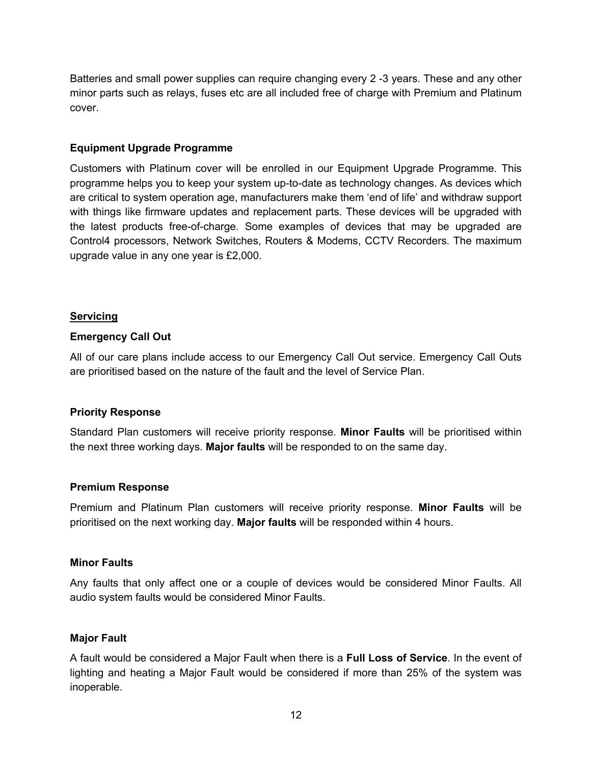Batteries and small power supplies can require changing every 2 -3 years. These and any other minor parts such as relays, fuses etc are all included free of charge with Premium and Platinum cover.

**Equipment Upgrade Programme**

Customers with Platinum cover will be enrolled in our Equipment Upgrade Programme. This programme helps you to keep your system up-to-date as technology changes. As devices which are critical to system operation age, manufacturers make them 'end of life' and withdraw support with things like firmware updates and replacement parts. These devices will be upgraded with the latest products free-of-charge. Some examples of devices that may be upgraded are Control4 processors, Network Switches, Routers & Modems, CCTV Recorders. The maximum upgrade value in any one year is £2,000.

## Servicing

**Emergency Call Out**

All of our care plans include access to our Emergency Call Out service. Emergency Call Outs are prioritised based on the nature of the fault and the level of Service Plan.

**Priority Response**

Standard Plan customers will receive priority response. **Minor Faults** will be prioritised within the next three working days. **Major faults** will be responded to on the same day.

**Premium Response**

Premium and Platinum Plan customers will receive priority response. **Minor Faults** will be prioritised on the next working day. **Major faults** will be responded within 4 hours.

**Minor Faults**

Any faults that only affect one or a couple of devices would be considered Minor Faults. All audio system faults would be considered Minor Faults.

**Major Fault**

A fault would be considered a Major Fault when there is a **Full Loss of Service**. In the event of lighting and heating a Major Fault would be considered if more than 25% of the system was inoperable.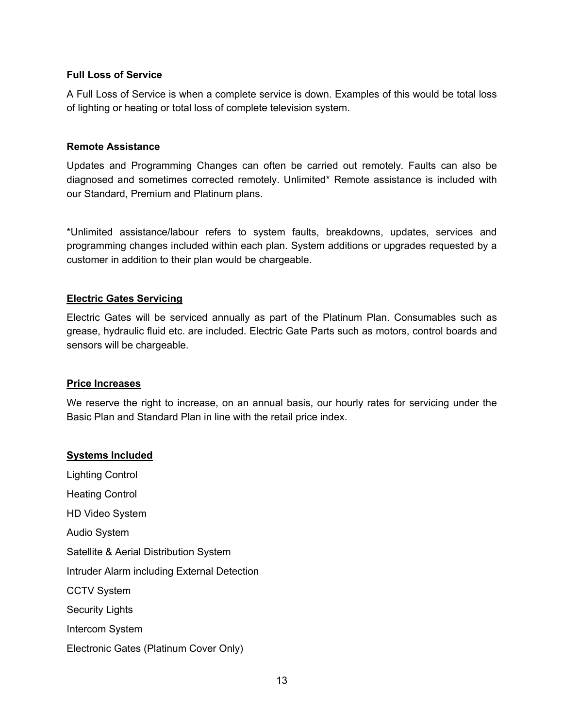**Full Loss of Service**

A Full Loss of Service is when a complete service is down. Examples of this would be total loss of lighting or heating or total loss of complete television system.

**Remote Assistance**

Updates and Programming Changes can often be carried out remotely. Faults can also be diagnosed and sometimes corrected remotely. Unlimited* Remote assistance is included with our Standard, Premium and Platinum plans.

*Unlimited assistance/labour refers to system faults, breakdowns, updates, services and programming changes included within each plan. System additions or upgrades requested by a customer in addition to their plan would be chargeable.

**Electric Gates Servicing**

Electric Gates will be serviced annually as part of the Platinum Plan. Consumables such as grease, hydraulic fluid etc. are included. Electric Gate Parts such as motors, control boards and sensors will be chargeable.

**Price Increases**

We reserve the right to increase, on an annual basis, our hourly rates for servicing under the Basic Plan and Standard Plan in line with the retail price index.

**Systems Included**

Lighting Control

Heating Control

HD Video System

Audio System

Satellite & Aerial Distribution System

Intruder Alarm including External Detection

CCTV System

Security Lights

Intercom System

Electronic Gates (Platinum Cover Only)